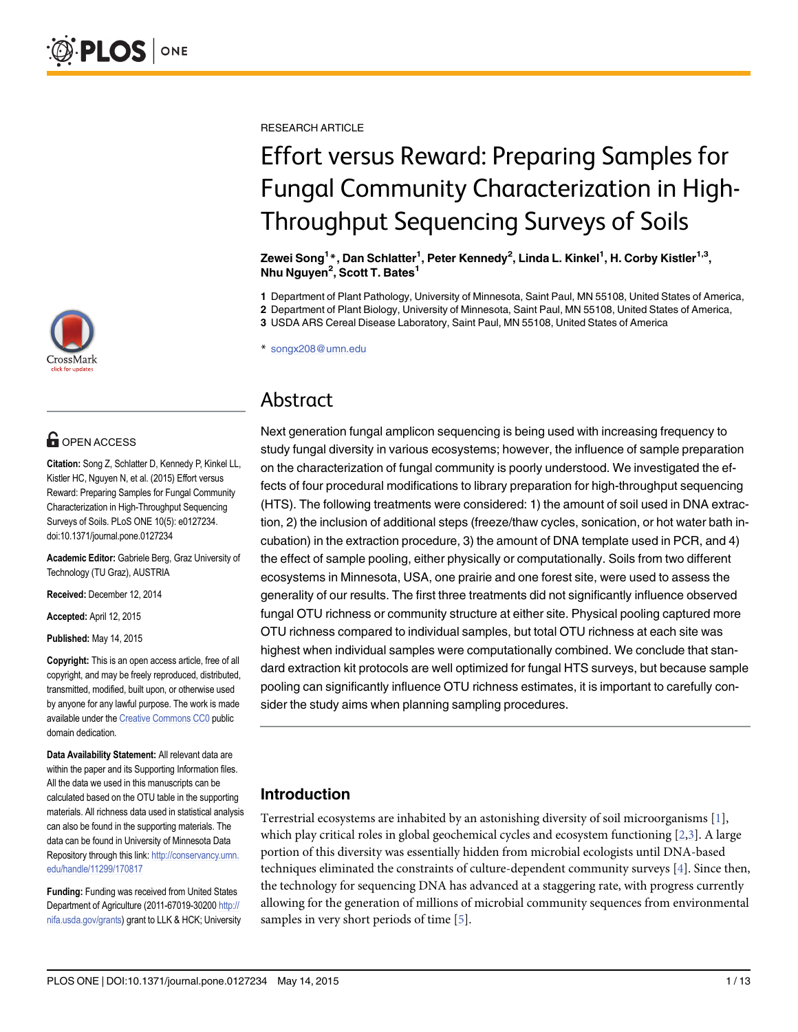RESEARCH ARTICLE

# Effort versus Reward: Preparing Samples for Fungal Community Characterization in High-Throughput Sequencing Surveys of Soils

**Zewei Song[1]*, Dan Schlatter[1], Peter Kennedy[2], Linda L. Kinkel[1], H. Corby Kistler[1,3], Nhu Nguyen[2], Scott T. Bates[1]**

1 Department of Plant Pathology, University of Minnesota, Saint Paul, MN 55108, United States of America, 2 Department of Plant Biology, University of Minnesota, Saint Paul, MN 55108, United States of America, 3 USDA ARS Cereal Disease Laboratory, Saint Paul, MN 55108, United States of America

* songx208@umn.edu

OPEN ACCESS

**Citation:** Song Z, Schlatter D, Kennedy P, Kinkel LL, Kistler HC, Nguyen N, et al. (2015) Effort versus Reward: Preparing Samples for Fungal Community Characterization in High-Throughput Sequencing Surveys of Soils. PLoS ONE 10(5): e0127234. doi:10.1371/journal.pone.0127234

**Academic Editor:** Gabriele Berg, Graz University of Technology (TU Graz), AUSTRIA

**Received:** December 12, 2014

**Accepted:** April 12, 2015

**Published:** May 14, 2015

**Copyright:** This is an open access article, free of all copyright, and may be freely reproduced, distributed, transmitted, modified, built upon, or otherwise used by anyone for any lawful purpose. The work is made available under the Creative Commons CC0 public domain dedication.

**Data Availability Statement:** All relevant data are within the paper and its Supporting Information files. All the data we used in this manuscripts can be calculated based on the OTU table in the supporting materials. All richness data used in statistical analysis can also be found in the supporting materials. The data can be found in University of Minnesota Data Repository through this link: http://conservancy.umn.edu/handle/11299/170817

**Funding:** Funding was received from United States Department of Agriculture (2011-67019-30200 http://nifa.usda.gov/grants) grant to LLK & HCK; University

## Abstract

Next generation fungal amplicon sequencing is being used with increasing frequency to study fungal diversity in various ecosystems; however, the influence of sample preparation on the characterization of fungal community is poorly understood. We investigated the effects of four procedural modifications to library preparation for high-throughput sequencing (HTS). The following treatments were considered: 1) the amount of soil used in DNA extraction, 2) the inclusion of additional steps (freeze/thaw cycles, sonication, or hot water bath incubation) in the extraction procedure, 3) the amount of DNA template used in PCR, and 4) the effect of sample pooling, either physically or computationally. Soils from two different ecosystems in Minnesota, USA, one prairie and one forest site, were used to assess the generality of our results. The first three treatments did not significantly influence observed fungal OTU richness or community structure at either site. Physical pooling captured more OTU richness compared to individual samples, but total OTU richness at each site was highest when individual samples were computationally combined. We conclude that standard extraction kit protocols are well optimized for fungal HTS surveys, but because sample pooling can significantly influence OTU richness estimates, it is important to carefully consider the study aims when planning sampling procedures.

## Introduction

Terrestrial ecosystems are inhabited by an astonishing diversity of soil microorganisms [1], which play critical roles in global geochemical cycles and ecosystem functioning [2,3]. A large portion of this diversity was essentially hidden from microbial ecologists until DNA-based techniques eliminated the constraints of culture-dependent community surveys [4]. Since then, the technology for sequencing DNA has advanced at a staggering rate, with progress currently allowing for the generation of millions of microbial community sequences from environmental samples in very short periods of time [5].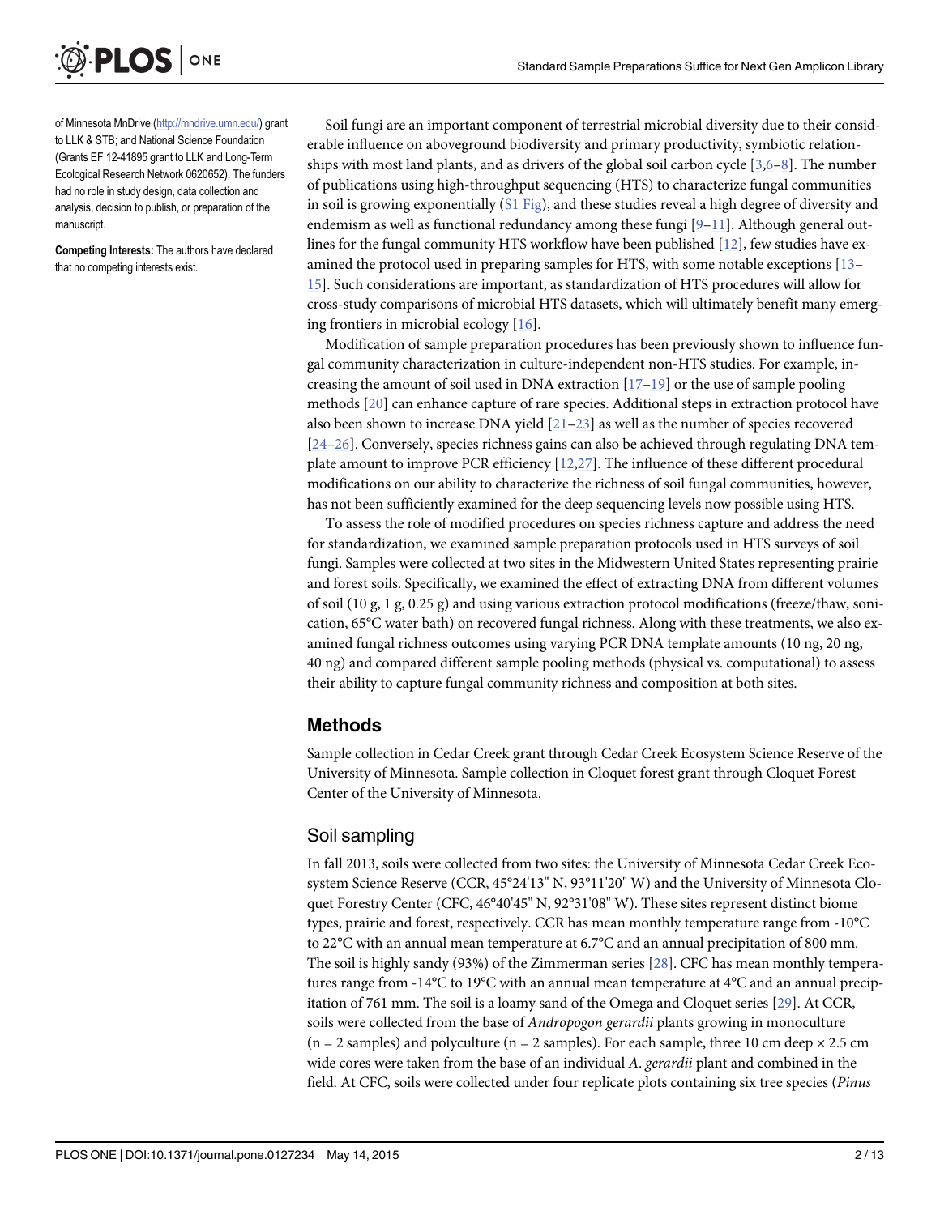of Minnesota MnDrive (http://mndrive.umn.edu/) grant to LLK & STB; and National Science Foundation (Grants EF 12-41895 grant to LLK and Long-Term Ecological Research Network 0620652). The funders had no role in study design, data collection and analysis, decision to publish, or preparation of the manuscript.

**Competing Interests:** The authors have declared that no competing interests exist.

Soil fungi are an important component of terrestrial microbial diversity due to their considerable influence on aboveground biodiversity and primary productivity, symbiotic relationships with most land plants, and as drivers of the global soil carbon cycle [3,6–8]. The number of publications using high-throughput sequencing (HTS) to characterize fungal communities in soil is growing exponentially (S1 Fig), and these studies reveal a high degree of diversity and endemism as well as functional redundancy among these fungi [9–11]. Although general outlines for the fungal community HTS workflow have been published [12], few studies have examined the protocol used in preparing samples for HTS, with some notable exceptions [13–15]. Such considerations are important, as standardization of HTS procedures will allow for cross-study comparisons of microbial HTS datasets, which will ultimately benefit many emerging frontiers in microbial ecology [16].

Modification of sample preparation procedures has been previously shown to influence fungal community characterization in culture-independent non-HTS studies. For example, increasing the amount of soil used in DNA extraction [17–19] or the use of sample pooling methods [20] can enhance capture of rare species. Additional steps in extraction protocol have also been shown to increase DNA yield [21–23] as well as the number of species recovered [24–26]. Conversely, species richness gains can also be achieved through regulating DNA template amount to improve PCR efficiency [12,27]. The influence of these different procedural modifications on our ability to characterize the richness of soil fungal communities, however, has not been sufficiently examined for the deep sequencing levels now possible using HTS.

To assess the role of modified procedures on species richness capture and address the need for standardization, we examined sample preparation protocols used in HTS surveys of soil fungi. Samples were collected at two sites in the Midwestern United States representing prairie and forest soils. Specifically, we examined the effect of extracting DNA from different volumes of soil (10 g, 1 g, 0.25 g) and using various extraction protocol modifications (freeze/thaw, sonication, 65°C water bath) on recovered fungal richness. Along with these treatments, we also examined fungal richness outcomes using varying PCR DNA template amounts (10 ng, 20 ng, 40 ng) and compared different sample pooling methods (physical vs. computational) to assess their ability to capture fungal community richness and composition at both sites.

## Methods

Sample collection in Cedar Creek grant through Cedar Creek Ecosystem Science Reserve of the University of Minnesota. Sample collection in Cloquet forest grant through Cloquet Forest Center of the University of Minnesota.

### Soil sampling

In fall 2013, soils were collected from two sites: the University of Minnesota Cedar Creek Ecosystem Science Reserve (CCR, 45°24'13" N, 93°11'20" W) and the University of Minnesota Cloquet Forestry Center (CFC, 46°40'45" N, 92°31'08" W). These sites represent distinct biome types, prairie and forest, respectively. CCR has mean monthly temperature range from -10°C to 22°C with an annual mean temperature at 6.7°C and an annual precipitation of 800 mm. The soil is highly sandy (93%) of the Zimmerman series [28]. CFC has mean monthly temperatures range from -14°C to 19°C with an annual mean temperature at 4°C and an annual precipitation of 761 mm. The soil is a loamy sand of the Omega and Cloquet series [29]. At CCR, soils were collected from the base of *Andropogon gerardii* plants growing in monoculture (n = 2 samples) and polyculture (n = 2 samples). For each sample, three 10 cm deep × 2.5 cm wide cores were taken from the base of an individual *A. gerardii* plant and combined in the field. At CFC, soils were collected under four replicate plots containing six tree species (*Pinus*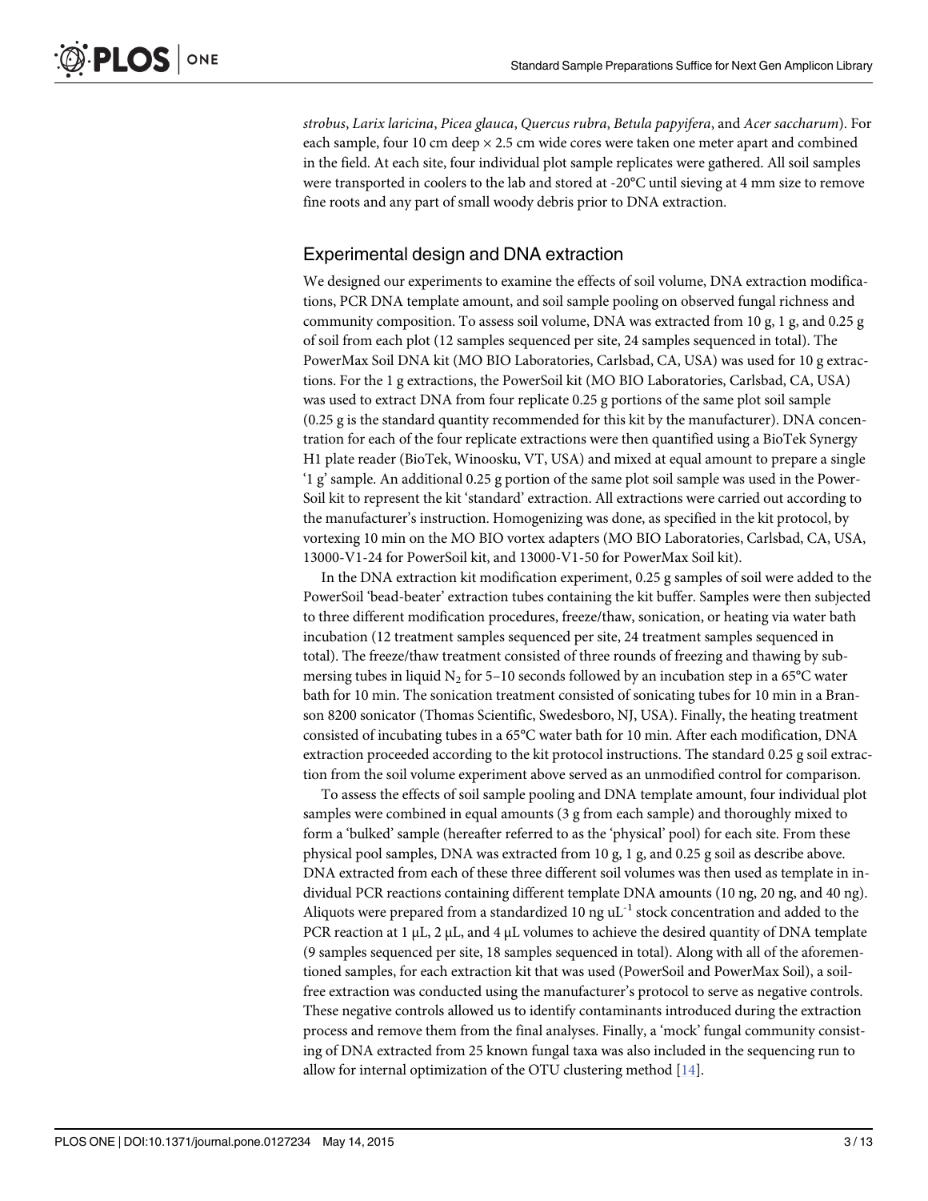*strobus*, *Larix laricina*, *Picea glauca*, *Quercus rubra*, *Betula papyifera*, and *Acer saccharum*). For each sample, four 10 cm deep × 2.5 cm wide cores were taken one meter apart and combined in the field. At each site, four individual plot sample replicates were gathered. All soil samples were transported in coolers to the lab and stored at -20°C until sieving at 4 mm size to remove fine roots and any part of small woody debris prior to DNA extraction.

## Experimental design and DNA extraction

We designed our experiments to examine the effects of soil volume, DNA extraction modifications, PCR DNA template amount, and soil sample pooling on observed fungal richness and community composition. To assess soil volume, DNA was extracted from 10 g, 1 g, and 0.25 g of soil from each plot (12 samples sequenced per site, 24 samples sequenced in total). The PowerMax Soil DNA kit (MO BIO Laboratories, Carlsbad, CA, USA) was used for 10 g extractions. For the 1 g extractions, the PowerSoil kit (MO BIO Laboratories, Carlsbad, CA, USA) was used to extract DNA from four replicate 0.25 g portions of the same plot soil sample (0.25 g is the standard quantity recommended for this kit by the manufacturer). DNA concentration for each of the four replicate extractions were then quantified using a BioTek Synergy H1 plate reader (BioTek, Winoosku, VT, USA) and mixed at equal amount to prepare a single '1 g' sample. An additional 0.25 g portion of the same plot soil sample was used in the PowerSoil kit to represent the kit 'standard' extraction. All extractions were carried out according to the manufacturer's instruction. Homogenizing was done, as specified in the kit protocol, by vortexing 10 min on the MO BIO vortex adapters (MO BIO Laboratories, Carlsbad, CA, USA, 13000-V1-24 for PowerSoil kit, and 13000-V1-50 for PowerMax Soil kit).

In the DNA extraction kit modification experiment, 0.25 g samples of soil were added to the PowerSoil 'bead-beater' extraction tubes containing the kit buffer. Samples were then subjected to three different modification procedures, freeze/thaw, sonication, or heating via water bath incubation (12 treatment samples sequenced per site, 24 treatment samples sequenced in total). The freeze/thaw treatment consisted of three rounds of freezing and thawing by submersing tubes in liquid $N_2$ for 5–10 seconds followed by an incubation step in a 65°C water bath for 10 min. The sonication treatment consisted of sonicating tubes for 10 min in a Branson 8200 sonicator (Thomas Scientific, Swedesboro, NJ, USA). Finally, the heating treatment consisted of incubating tubes in a 65°C water bath for 10 min. After each modification, DNA extraction proceeded according to the kit protocol instructions. The standard 0.25 g soil extraction from the soil volume experiment above served as an unmodified control for comparison.

To assess the effects of soil sample pooling and DNA template amount, four individual plot samples were combined in equal amounts (3 g from each sample) and thoroughly mixed to form a 'bulked' sample (hereafter referred to as the 'physical' pool) for each site. From these physical pool samples, DNA was extracted from 10 g, 1 g, and 0.25 g soil as describe above. DNA extracted from each of these three different soil volumes was then used as template in individual PCR reactions containing different template DNA amounts (10 ng, 20 ng, and 40 ng). Aliquots were prepared from a standardized 10 ng $uL^{-1}$ stock concentration and added to the PCR reaction at 1 μL, 2 μL, and 4 μL volumes to achieve the desired quantity of DNA template (9 samples sequenced per site, 18 samples sequenced in total). Along with all of the aforementioned samples, for each extraction kit that was used (PowerSoil and PowerMax Soil), a soil-free extraction was conducted using the manufacturer's protocol to serve as negative controls. These negative controls allowed us to identify contaminants introduced during the extraction process and remove them from the final analyses. Finally, a 'mock' fungal community consisting of DNA extracted from 25 known fungal taxa was also included in the sequencing run to allow for internal optimization of the OTU clustering method [14].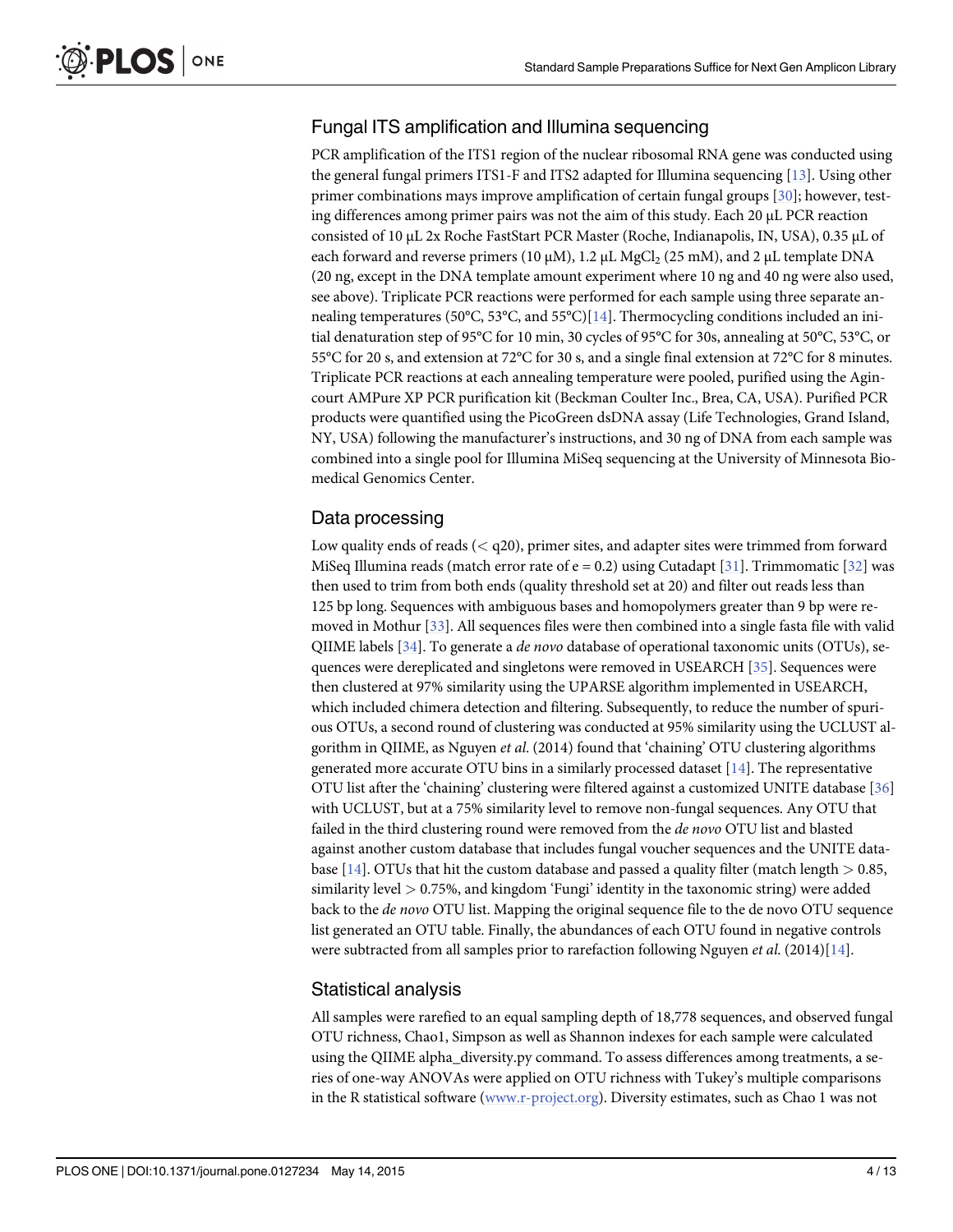## Fungal ITS amplification and Illumina sequencing

PCR amplification of the ITS1 region of the nuclear ribosomal RNA gene was conducted using the general fungal primers ITS1-F and ITS2 adapted for Illumina sequencing [13]. Using other primer combinations mays improve amplification of certain fungal groups [30]; however, testing differences among primer pairs was not the aim of this study. Each 20 μL PCR reaction consisted of 10 μL 2x Roche FastStart PCR Master (Roche, Indianapolis, IN, USA), 0.35 μL of each forward and reverse primers (10 μM), 1.2 μL $MgCl_2$ (25 mM), and 2 μL template DNA (20 ng, except in the DNA template amount experiment where 10 ng and 40 ng were also used, see above). Triplicate PCR reactions were performed for each sample using three separate annealing temperatures (50°C, 53°C, and 55°C)[14]. Thermocycling conditions included an initial denaturation step of 95°C for 10 min, 30 cycles of 95°C for 30s, annealing at 50°C, 53°C, or 55°C for 20 s, and extension at 72°C for 30 s, and a single final extension at 72°C for 8 minutes. Triplicate PCR reactions at each annealing temperature were pooled, purified using the Agincourt AMPure XP PCR purification kit (Beckman Coulter Inc., Brea, CA, USA). Purified PCR products were quantified using the PicoGreen dsDNA assay (Life Technologies, Grand Island, NY, USA) following the manufacturer's instructions, and 30 ng of DNA from each sample was combined into a single pool for Illumina MiSeq sequencing at the University of Minnesota Biomedical Genomics Center.

## Data processing

Low quality ends of reads (< q20), primer sites, and adapter sites were trimmed from forward MiSeq Illumina reads (match error rate of e = 0.2) using Cutadapt [31]. Trimmomatic [32] was then used to trim from both ends (quality threshold set at 20) and filter out reads less than 125 bp long. Sequences with ambiguous bases and homopolymers greater than 9 bp were removed in Mothur [33]. All sequences files were then combined into a single fasta file with valid QIIME labels [34]. To generate a *de novo* database of operational taxonomic units (OTUs), sequences were dereplicated and singletons were removed in USEARCH [35]. Sequences were then clustered at 97% similarity using the UPARSE algorithm implemented in USEARCH, which included chimera detection and filtering. Subsequently, to reduce the number of spurious OTUs, a second round of clustering was conducted at 95% similarity using the UCLUST algorithm in QIIME, as Nguyen *et al*. (2014) found that 'chaining' OTU clustering algorithms generated more accurate OTU bins in a similarly processed dataset [14]. The representative OTU list after the 'chaining' clustering were filtered against a customized UNITE database [36] with UCLUST, but at a 75% similarity level to remove non-fungal sequences. Any OTU that failed in the third clustering round were removed from the *de novo* OTU list and blasted against another custom database that includes fungal voucher sequences and the UNITE database [14]. OTUs that hit the custom database and passed a quality filter (match length > 0.85, similarity level > 0.75%, and kingdom 'Fungi' identity in the taxonomic string) were added back to the *de novo* OTU list. Mapping the original sequence file to the de novo OTU sequence list generated an OTU table. Finally, the abundances of each OTU found in negative controls were subtracted from all samples prior to rarefaction following Nguyen *et al*. (2014)[14].

## Statistical analysis

All samples were rarefied to an equal sampling depth of 18,778 sequences, and observed fungal OTU richness, Chao1, Simpson as well as Shannon indexes for each sample were calculated using the QIIME alpha_diversity.py command. To assess differences among treatments, a series of one-way ANOVAs were applied on OTU richness with Tukey's multiple comparisons in the R statistical software (www.r-project.org). Diversity estimates, such as Chao 1 was not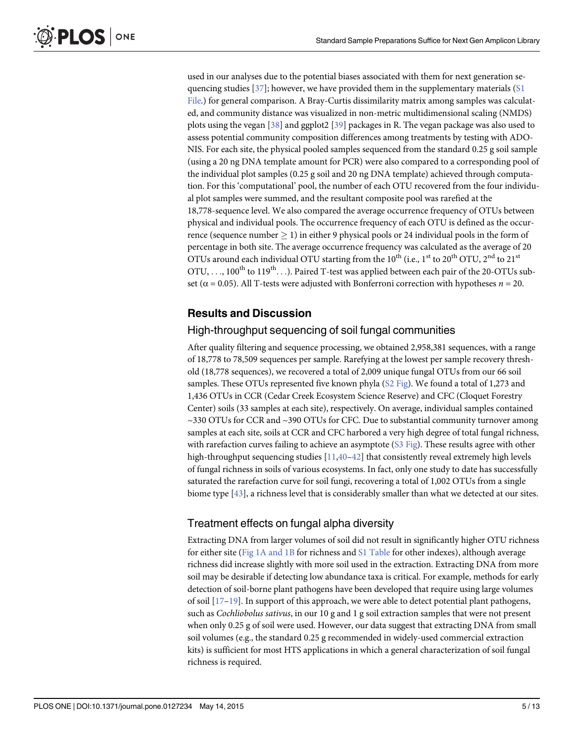used in our analyses due to the potential biases associated with them for next generation sequencing studies [37]; however, we have provided them in the supplementary materials (S1 File.) for general comparison. A Bray-Curtis dissimilarity matrix among samples was calculated, and community distance was visualized in non-metric multidimensional scaling (NMDS) plots using the vegan [38] and ggplot2 [39] packages in R. The vegan package was also used to assess potential community composition differences among treatments by testing with ADONIS. For each site, the physical pooled samples sequenced from the standard 0.25 g soil sample (using a 20 ng DNA template amount for PCR) were also compared to a corresponding pool of the individual plot samples (0.25 g soil and 20 ng DNA template) achieved through computation. For this 'computational' pool, the number of each OTU recovered from the four individual plot samples were summed, and the resultant composite pool was rarefied at the 18,778-sequence level. We also compared the average occurrence frequency of OTUs between physical and individual pools. The occurrence frequency of each OTU is defined as the occurrence (sequence number $\geq 1$) in either 9 physical pools or 24 individual pools in the form of percentage in both site. The average occurrence frequency was calculated as the average of 20 OTUs around each individual OTU starting from the $10^{th}$ (i.e., $1^{st}$ to $20^{th}$ OTU, $2^{nd}$ to $21^{st}$ OTU, . . ., $100^{th}$ to $119^{th}$. . .). Paired T-test was applied between each pair of the 20-OTUs subset ($\alpha = 0.05$). All T-tests were adjusted with Bonferroni correction with hypotheses $n = 20$.

## Results and Discussion

### High-throughput sequencing of soil fungal communities

After quality filtering and sequence processing, we obtained 2,958,381 sequences, with a range of 18,778 to 78,509 sequences per sample. Rarefying at the lowest per sample recovery threshold (18,778 sequences), we recovered a total of 2,009 unique fungal OTUs from our 66 soil samples. These OTUs represented five known phyla (S2 Fig). We found a total of 1,273 and 1,436 OTUs in CCR (Cedar Creek Ecosystem Science Reserve) and CFC (Cloquet Forestry Center) soils (33 samples at each site), respectively. On average, individual samples contained ~330 OTUs for CCR and ~390 OTUs for CFC. Due to substantial community turnover among samples at each site, soils at CCR and CFC harbored a very high degree of total fungal richness, with rarefaction curves failing to achieve an asymptote (S3 Fig). These results agree with other high-throughput sequencing studies [11,40–42] that consistently reveal extremely high levels of fungal richness in soils of various ecosystems. In fact, only one study to date has successfully saturated the rarefaction curve for soil fungi, recovering a total of 1,002 OTUs from a single biome type [43], a richness level that is considerably smaller than what we detected at our sites.

### Treatment effects on fungal alpha diversity

Extracting DNA from larger volumes of soil did not result in significantly higher OTU richness for either site (Fig 1A and 1B for richness and S1 Table for other indexes), although average richness did increase slightly with more soil used in the extraction. Extracting DNA from more soil may be desirable if detecting low abundance taxa is critical. For example, methods for early detection of soil-borne plant pathogens have been developed that require using large volumes of soil [17–19]. In support of this approach, we were able to detect potential plant pathogens, such as *Cochliobolus sativus*, in our 10 g and 1 g soil extraction samples that were not present when only 0.25 g of soil were used. However, our data suggest that extracting DNA from small soil volumes (e.g., the standard 0.25 g recommended in widely-used commercial extraction kits) is sufficient for most HTS applications in which a general characterization of soil fungal richness is required.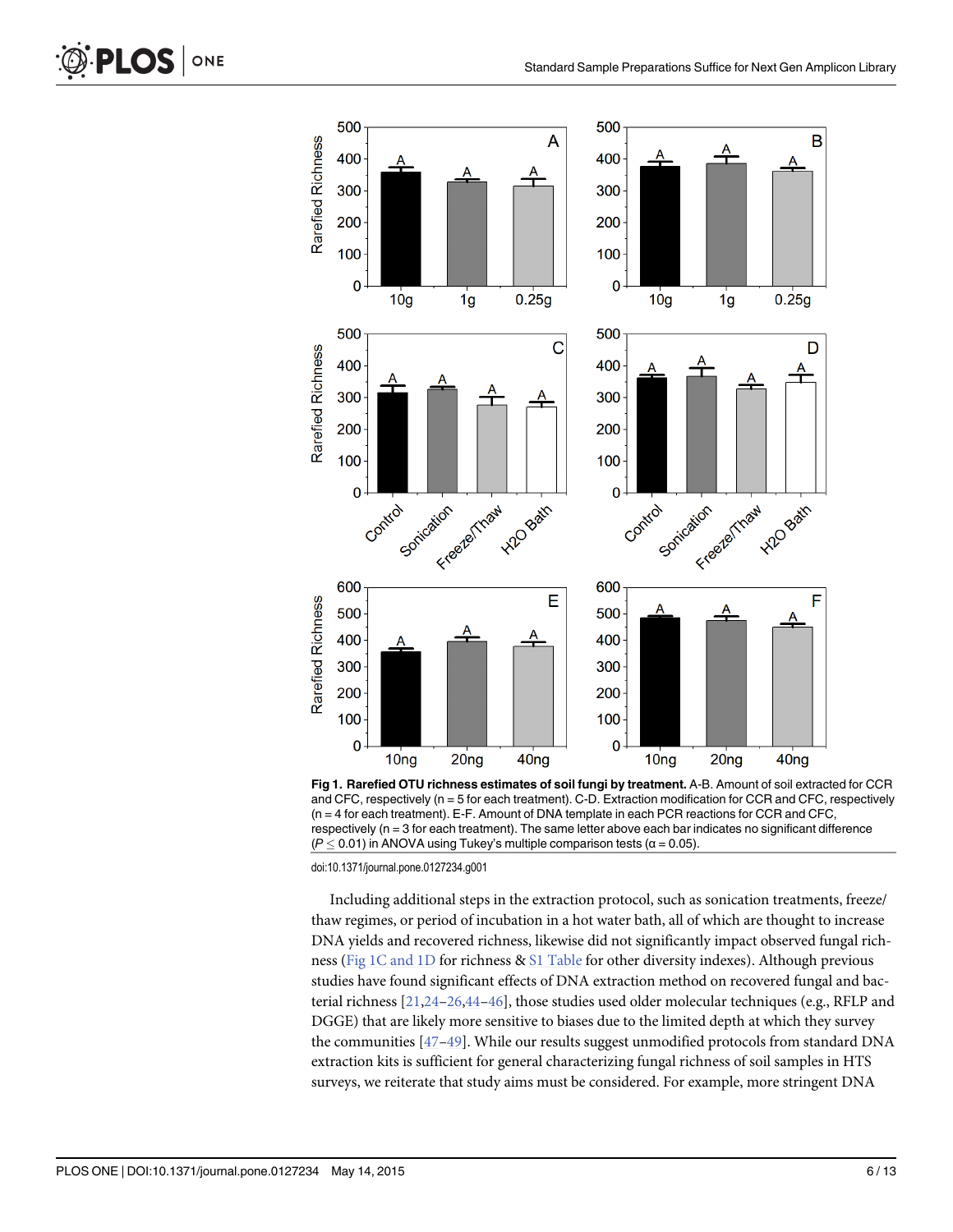**Fig 1. Rarefied OTU richness estimates of soil fungi by treatment.** A-B. Amount of soil extracted for CCR and CFC, respectively (n = 5 for each treatment). C-D. Extraction modification for CCR and CFC, respectively (n = 4 for each treatment). E-F. Amount of DNA template in each PCR reactions for CCR and CFC, respectively (n = 3 for each treatment). The same letter above each bar indicates no significant difference ($P \leq 0.01$) in ANOVA using Tukey's multiple comparison tests ($\alpha = 0.05$).

doi:10.1371/journal.pone.0127234.g001

Including additional steps in the extraction protocol, such as sonication treatments, freeze/thaw regimes, or period of incubation in a hot water bath, all of which are thought to increase DNA yields and recovered richness, likewise did not significantly impact observed fungal richness (Fig 1C and 1D for richness & S1 Table for other diversity indexes). Although previous studies have found significant effects of DNA extraction method on recovered fungal and bacterial richness [21,24–26,44–46], those studies used older molecular techniques (e.g., RFLP and DGGE) that are likely more sensitive to biases due to the limited depth at which they survey the communities [47–49]. While our results suggest unmodified protocols from standard DNA extraction kits is sufficient for general characterizing fungal richness of soil samples in HTS surveys, we reiterate that study aims must be considered. For example, more stringent DNA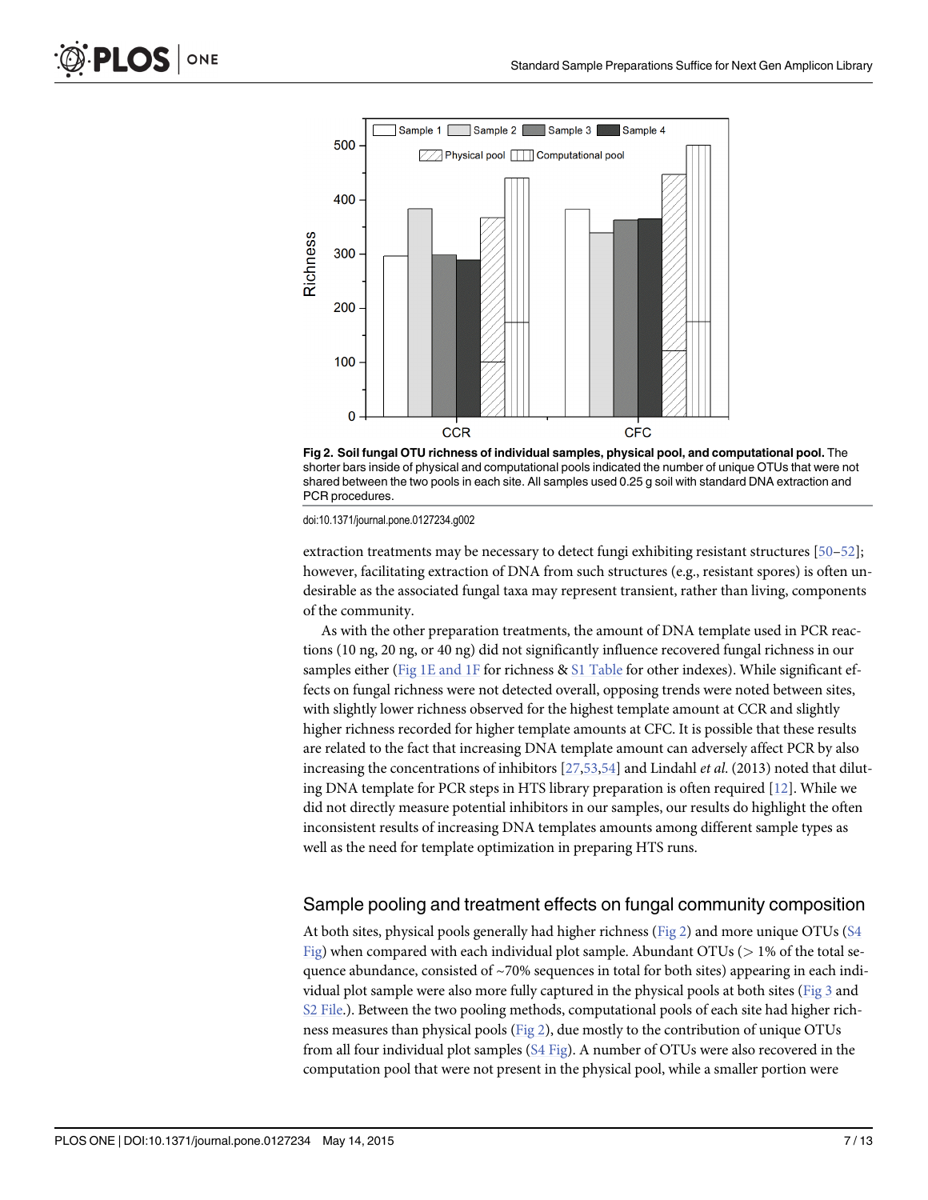Fig 2. Soil fungal OTU richness of individual samples, physical pool, and computational pool. The shorter bars inside of physical and computational pools indicated the number of unique OTUs that were not shared between the two pools in each site. All samples used 0.25 g soil with standard DNA extraction and PCR procedures.

doi:10.1371/journal.pone.0127234.g002

extraction treatments may be necessary to detect fungi exhibiting resistant structures [50–52]; however, facilitating extraction of DNA from such structures (e.g., resistant spores) is often undesirable as the associated fungal taxa may represent transient, rather than living, components of the community.

As with the other preparation treatments, the amount of DNA template used in PCR reactions (10 ng, 20 ng, or 40 ng) did not significantly influence recovered fungal richness in our samples either (Fig 1E and 1F for richness & S1 Table for other indexes). While significant effects on fungal richness were not detected overall, opposing trends were noted between sites, with slightly lower richness observed for the highest template amount at CCR and slightly higher richness recorded for higher template amounts at CFC. It is possible that these results are related to the fact that increasing DNA template amount can adversely affect PCR by also increasing the concentrations of inhibitors [27,53,54] and Lindahl *et al*. (2013) noted that diluting DNA template for PCR steps in HTS library preparation is often required [12]. While we did not directly measure potential inhibitors in our samples, our results do highlight the often inconsistent results of increasing DNA templates amounts among different sample types as well as the need for template optimization in preparing HTS runs.

## Sample pooling and treatment effects on fungal community composition

At both sites, physical pools generally had higher richness (Fig 2) and more unique OTUs (S4 Fig) when compared with each individual plot sample. Abundant OTUs (> 1% of the total sequence abundance, consisted of ~70% sequences in total for both sites) appearing in each individual plot sample were also more fully captured in the physical pools at both sites (Fig 3 and S2 File.). Between the two pooling methods, computational pools of each site had higher richness measures than physical pools (Fig 2), due mostly to the contribution of unique OTUs from all four individual plot samples (S4 Fig). A number of OTUs were also recovered in the computation pool that were not present in the physical pool, while a smaller portion were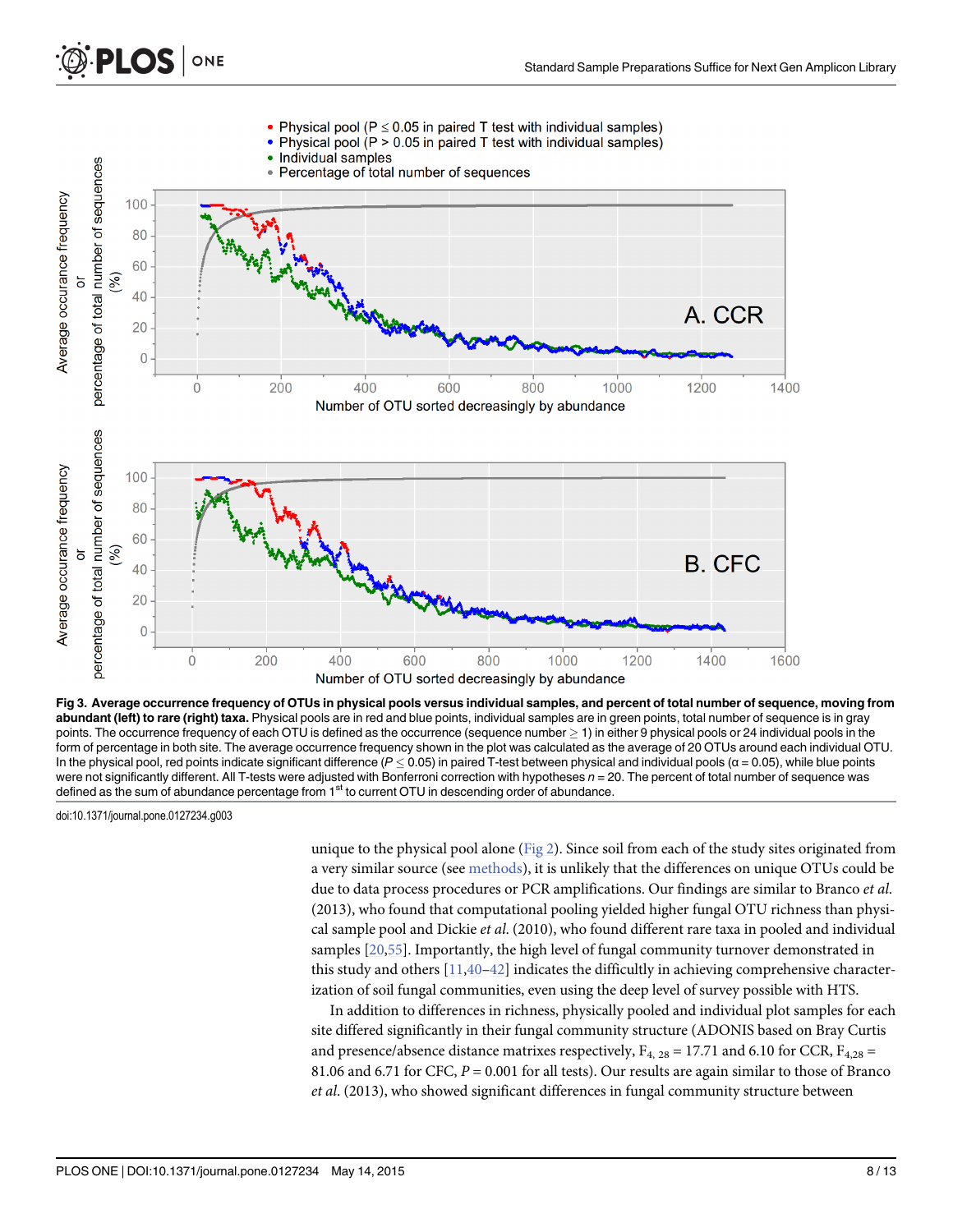**Fig 3. Average occurrence frequency of OTUs in physical pools versus individual samples, and percent of total number of sequence, moving from abundant (left) to rare (right) taxa.** Physical pools are in red and blue points, individual samples are in green points, total number of sequence is in gray points. The occurrence frequency of each OTU is defined as the occurrence (sequence number ≥ 1) in either 9 physical pools or 24 individual pools in the form of percentage in both site. The average occurrence frequency shown in the plot was calculated as the average of 20 OTUs around each individual OTU. In the physical pool, red points indicate significant difference ($P \leq 0.05$) in paired T-test between physical and individual samples ($\alpha = 0.05$), while blue points were not significantly different. All T-tests were adjusted with Bonferroni correction with hypotheses $n = 20$. The percent of total number of sequence was defined as the sum of abundance percentage from 1st to current OTU in descending order of abundance.

doi:10.1371/journal.pone.0127234.g003

unique to the physical pool alone (Fig 2). Since soil from each of the study sites originated from a very similar source (see methods), it is unlikely that the differences on unique OTUs could be due to data process procedures or PCR amplifications. Our findings are similar to Branco *et al.* (2013), who found that computational pooling yielded higher fungal OTU richness than physical sample pool and Dickie *et al.* (2010), who found different rare taxa in pooled and individual samples [20,55]. Importantly, the high level of fungal community turnover demonstrated in this study and others [11,40–42] indicates the difficultly in achieving comprehensive characterization of soil fungal communities, even using the deep level of survey possible with HTS.

In addition to differences in richness, physically pooled and individual plot samples for each site differed significantly in their fungal community structure (ADONIS based on Bray Curtis and presence/absence distance matrixes respectively, $F_{4, 28} = 17.71$ and 6.10 for CCR, $F_{4,28} = 81.06$ and 6.71 for CFC, $P = 0.001$ for all tests). Our results are again similar to those of Branco *et al.* (2013), who showed significant differences in fungal community structure between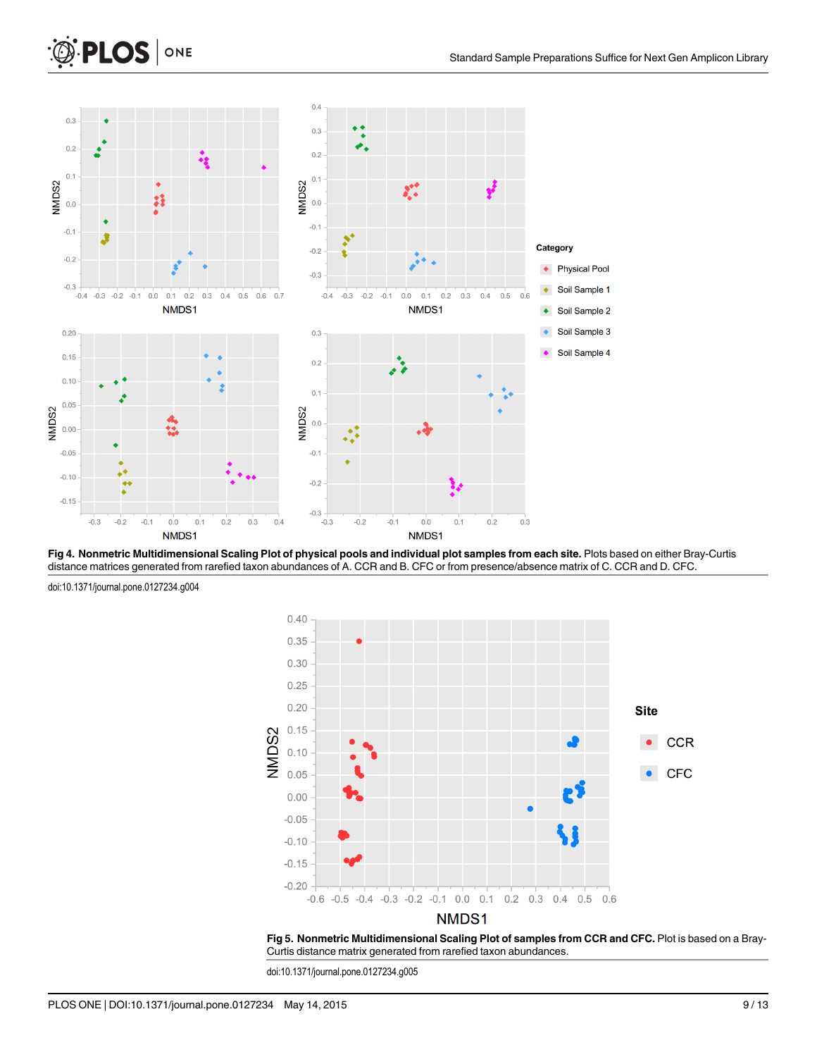**Fig 4. Nonmetric Multidimensional Scaling Plot of physical pools and individual plot samples from each site.** Plots based on either Bray-Curtis distance matrices generated from rarefied taxon abundances of A. CCR and B. CFC or from presence/absence matrix of C. CCR and D. CFC.

doi:10.1371/journal.pone.0127234.g004

**Fig 5. Nonmetric Multidimensional Scaling Plot of samples from CCR and CFC.** Plot is based on a Bray-Curtis distance matrix generated from rarefied taxon abundances.

doi:10.1371/journal.pone.0127234.g005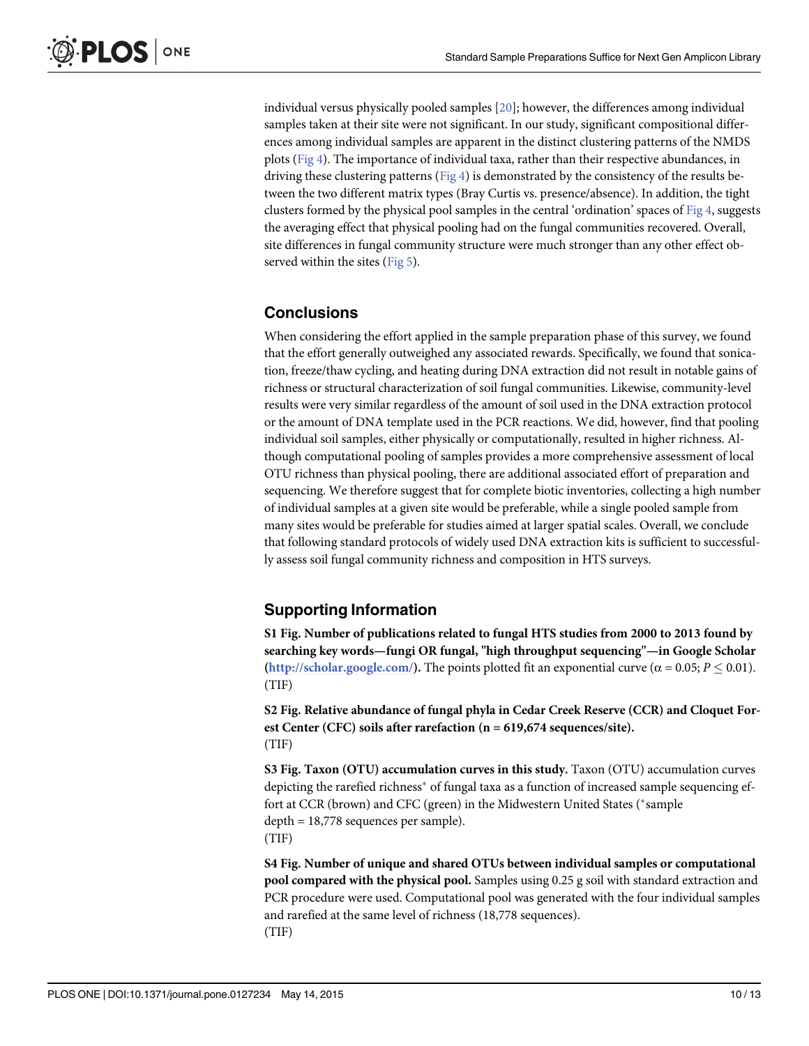individual versus physically pooled samples [20]; however, the differences among individual samples taken at their site were not significant. In our study, significant compositional differences among individual samples are apparent in the distinct clustering patterns of the NMDS plots (Fig 4). The importance of individual taxa, rather than their respective abundances, in driving these clustering patterns (Fig 4) is demonstrated by the consistency of the results between the two different matrix types (Bray Curtis vs. presence/absence). In addition, the tight clusters formed by the physical pool samples in the central 'ordination' spaces of Fig 4, suggests the averaging effect that physical pooling had on the fungal communities recovered. Overall, site differences in fungal community structure were much stronger than any other effect observed within the sites (Fig 5).

## Conclusions

When considering the effort applied in the sample preparation phase of this survey, we found that the effort generally outweighed any associated rewards. Specifically, we found that sonication, freeze/thaw cycling, and heating during DNA extraction did not result in notable gains of richness or structural characterization of soil fungal communities. Likewise, community-level results were very similar regardless of the amount of soil used in the DNA extraction protocol or the amount of DNA template used in the PCR reactions. We did, however, find that pooling individual soil samples, either physically or computationally, resulted in higher richness. Although computational pooling of samples provides a more comprehensive assessment of local OTU richness than physical pooling, there are additional associated effort of preparation and sequencing. We therefore suggest that for complete biotic inventories, collecting a high number of individual samples at a given site would be preferable, while a single pooled sample from many sites would be preferable for studies aimed at larger spatial scales. Overall, we conclude that following standard protocols of widely used DNA extraction kits is sufficient to successfully assess soil fungal community richness and composition in HTS surveys.

## Supporting Information

**S1 Fig. Number of publications related to fungal HTS studies from 2000 to 2013 found by searching key words—fungi OR fungal, "high throughput sequencing"—in Google Scholar (http://scholar.google.com/).** The points plotted fit an exponential curve ($\alpha = 0.05$; $P \leq 0.01$).
(TIF)

**S2 Fig. Relative abundance of fungal phyla in Cedar Creek Reserve (CCR) and Cloquet Forest Center (CFC) soils after rarefaction (n = 619,674 sequences/site).**
(TIF)

**S3 Fig. Taxon (OTU) accumulation curves in this study.** Taxon (OTU) accumulation curves depicting the rarefied richness* of fungal taxa as a function of increased sample sequencing effort at CCR (brown) and CFC (green) in the Midwestern United States (*sample depth = 18,778 sequences per sample).
(TIF)

**S4 Fig. Number of unique and shared OTUs between individual samples or computational pool compared with the physical pool.** Samples using 0.25 g soil with standard extraction and PCR procedure were used. Computational pool was generated with the four individual samples and rarefied at the same level of richness (18,778 sequences).
(TIF)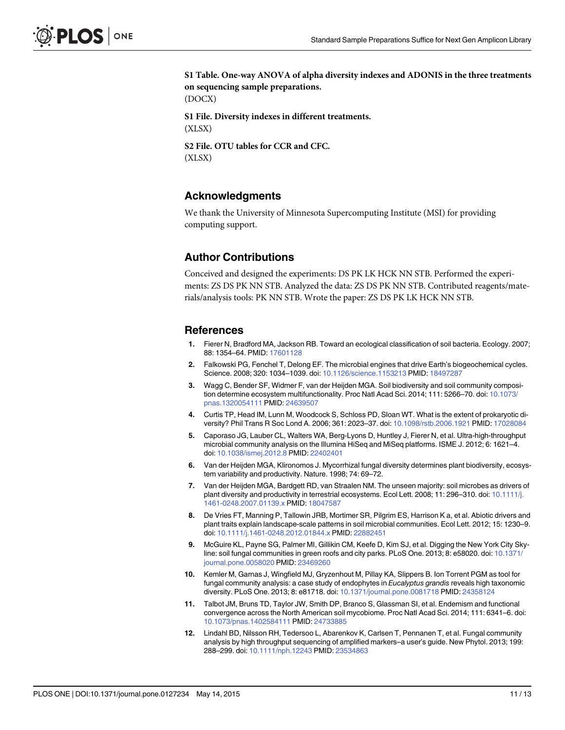**S1 Table. One-way ANOVA of alpha diversity indexes and ADONIS in the three treatments on sequencing sample preparations.**
(DOCX)

**S1 File. Diversity indexes in different treatments.**
(XLSX)

**S2 File. OTU tables for CCR and CFC.**
(XLSX)

## Acknowledgments

We thank the University of Minnesota Supercomputing Institute (MSI) for providing computing support.

## Author Contributions

Conceived and designed the experiments: DS PK LK HCK NN STB. Performed the experiments: ZS DS PK NN STB. Analyzed the data: ZS DS PK NN STB. Contributed reagents/materials/analysis tools: PK NN STB. Wrote the paper: ZS DS PK LK HCK NN STB.

## References

1. Fierer N, Bradford MA, Jackson RB. Toward an ecological classification of soil bacteria. Ecology. 2007; 88: 1354–64. PMID: 17601128
2. Falkowski PG, Fenchel T, Delong EF. The microbial engines that drive Earth's biogeochemical cycles. Science. 2008; 320: 1034–1039. doi: 10.1126/science.1153213 PMID: 18497287
3. Wagg C, Bender SF, Widmer F, van der Heijden MGA. Soil biodiversity and soil community composition determine ecosystem multifunctionality. Proc Natl Acad Sci. 2014; 111: 5266–70. doi: 10.1073/pnas.1320054111 PMID: 24639507
4. Curtis TP, Head IM, Lunn M, Woodcock S, Schloss PD, Sloan WT. What is the extent of prokaryotic diversity? Phil Trans R Soc Lond A. 2006; 361: 2023–37. doi: 10.1098/rstb.2006.1921 PMID: 17028084
5. Caporaso JG, Lauber CL, Walters WA, Berg-Lyons D, Huntley J, Fierer N, et al. Ultra-high-throughput microbial community analysis on the Illumina HiSeq and MiSeq platforms. ISME J. 2012; 6: 1621–4. doi: 10.1038/ismej.2012.8 PMID: 22402401
6. Van der Heijden MGA, Klironomos J. Mycorrhizal fungal diversity determines plant biodiversity, ecosystem variability and productivity. Nature. 1998; 74: 69–72.
7. Van der Heijden MGA, Bardgett RD, van Straalen NM. The unseen majority: soil microbes as drivers of plant diversity and productivity in terrestrial ecosystems. Ecol Lett. 2008; 11: 296–310. doi: 10.1111/j.1461-0248.2007.01139.x PMID: 18047587
8. De Vries FT, Manning P, Tallowin JRB, Mortimer SR, Pilgrim ES, Harrison K a, et al. Abiotic drivers and plant traits explain landscape-scale patterns in soil microbial communities. Ecol Lett. 2012; 15: 1230–9. doi: 10.1111/j.1461-0248.2012.01844.x PMID: 22882451
9. McGuire KL, Payne SG, Palmer MI, Gillikin CM, Keefe D, Kim SJ, et al. Digging the New York City Skyline: soil fungal communities in green roofs and city parks. PLoS One. 2013; 8: e58020. doi: 10.1371/journal.pone.0058020 PMID: 23469260
10. Kemler M, Garnas J, Wingfield MJ, Gryzenhout M, Pillay KA, Slippers B. Ion Torrent PGM as tool for fungal community analysis: a case study of endophytes in *Eucalyptus grandis* reveals high taxonomic diversity. PLoS One. 2013; 8: e81718. doi: 10.1371/journal.pone.0081718 PMID: 24358124
11. Talbot JM, Bruns TD, Taylor JW, Smith DP, Branco S, Glassman SI, et al. Endemism and functional convergence across the North American soil mycobiome. Proc Natl Acad Sci. 2014; 111: 6341–6. doi: 10.1073/pnas.1402584111 PMID: 24733885
12. Lindahl BD, Nilsson RH, Tedersoo L, Abarenkov K, Carlsen T, Pennanen T, et al. Fungal community analysis by high throughput sequencing of amplified markers–a user's guide. New Phytol. 2013; 199: 288–299. doi: 10.1111/nph.12243 PMID: 23534863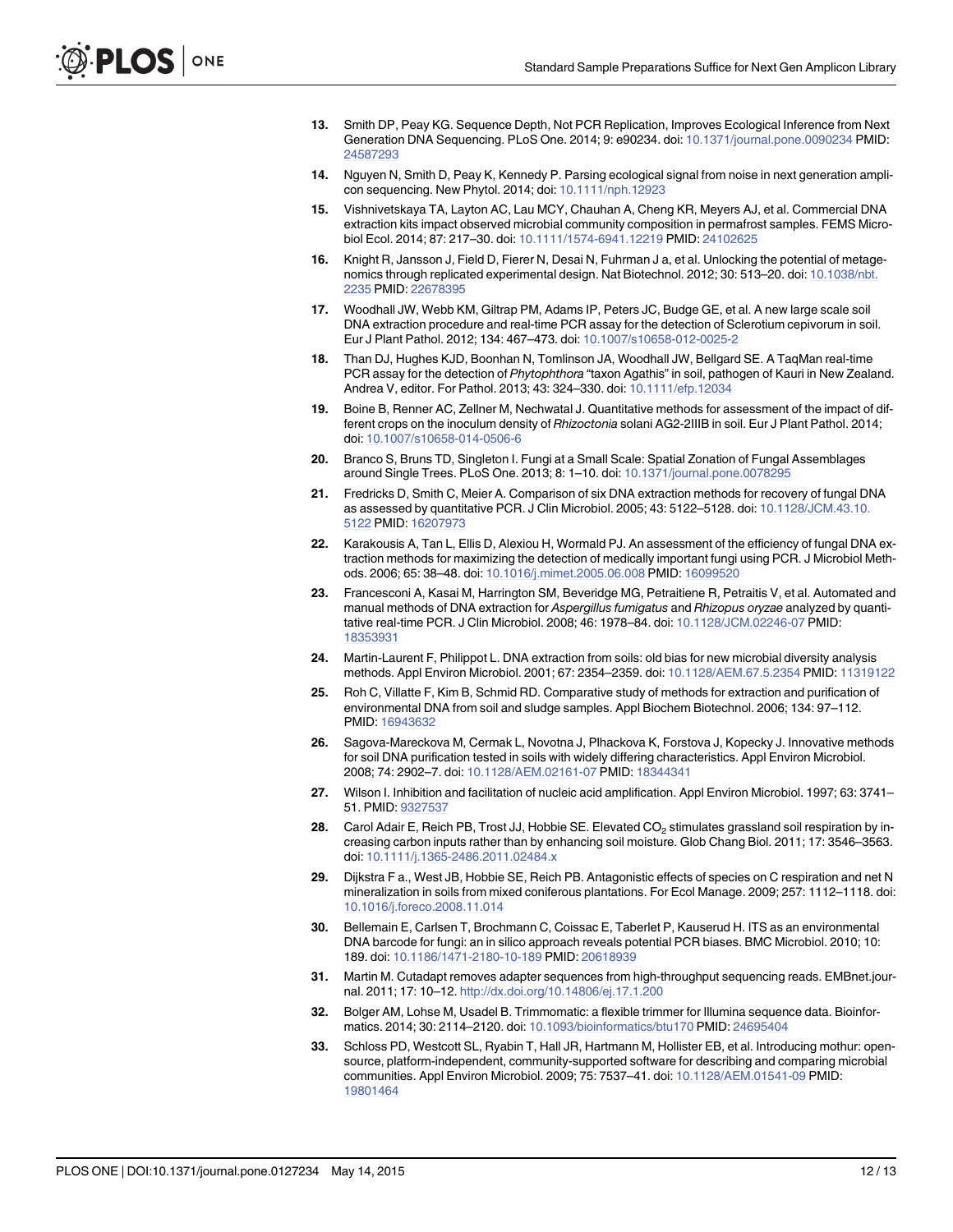13. Smith DP, Peay KG. Sequence Depth, Not PCR Replication, Improves Ecological Inference from Next Generation DNA Sequencing. PLoS One. 2014; 9: e90234. doi: 10.1371/journal.pone.0090234 PMID: 24587293

14. Nguyen N, Smith D, Peay K, Kennedy P. Parsing ecological signal from noise in next generation amplicon sequencing. New Phytol. 2014; doi: 10.1111/nph.12923

15. Vishnivetskaya TA, Layton AC, Lau MCY, Chauhan A, Cheng KR, Meyers AJ, et al. Commercial DNA extraction kits impact observed microbial community composition in permafrost samples. FEMS Microbiol Ecol. 2014; 87: 217–30. doi: 10.1111/1574-6941.12219 PMID: 24102625

16. Knight R, Jansson J, Field D, Fierer N, Desai N, Fuhrman J a, et al. Unlocking the potential of metagenomics through replicated experimental design. Nat Biotechnol. 2012; 30: 513–20. doi: 10.1038/nbt.2235 PMID: 22678395

17. Woodhall JW, Webb KM, Giltrap PM, Adams IP, Peters JC, Budge GE, et al. A new large scale soil DNA extraction procedure and real-time PCR assay for the detection of Sclerotium cepivorum in soil. Eur J Plant Pathol. 2012; 134: 467–473. doi: 10.1007/s10658-012-0025-2

18. Than DJ, Hughes KJD, Boonhan N, Tomlinson JA, Woodhall JW, Bellgard SE. A TaqMan real-time PCR assay for the detection of *Phytophthora* "taxon Agathis" in soil, pathogen of Kauri in New Zealand. Andrea V, editor. For Pathol. 2013; 43: 324–330. doi: 10.1111/efp.12034

19. Boine B, Renner AC, Zellner M, Nechwatal J. Quantitative methods for assessment of the impact of different crops on the inoculum density of *Rhizoctonia* solani AG2-2IIIB in soil. Eur J Plant Pathol. 2014; doi: 10.1007/s10658-014-0506-6

20. Branco S, Bruns TD, Singleton I. Fungi at a Small Scale: Spatial Zonation of Fungal Assemblages around Single Trees. PLoS One. 2013; 8: 1–10. doi: 10.1371/journal.pone.0078295

21. Fredricks D, Smith C, Meier A. Comparison of six DNA extraction methods for recovery of fungal DNA as assessed by quantitative PCR. J Clin Microbiol. 2005; 43: 5122–5128. doi: 10.1128/JCM.43.10.5122 PMID: 16207973

22. Karakousis A, Tan L, Ellis D, Alexiou H, Wormald PJ. An assessment of the efficiency of fungal DNA extraction methods for maximizing the detection of medically important fungi using PCR. J Microbiol Methods. 2006; 65: 38–48. doi: 10.1016/j.mimet.2005.06.008 PMID: 16099520

23. Francesconi A, Kasai M, Harrington SM, Beveridge MG, Petraitiene R, Petraitis V, et al. Automated and manual methods of DNA extraction for *Aspergillus fumigatus* and *Rhizopus oryzae* analyzed by quantitative real-time PCR. J Clin Microbiol. 2008; 46: 1978–84. doi: 10.1128/JCM.02246-07 PMID: 18353931

24. Martin-Laurent F, Philippot L. DNA extraction from soils: old bias for new microbial diversity analysis methods. Appl Environ Microbiol. 2001; 67: 2354–2359. doi: 10.1128/AEM.67.5.2354 PMID: 11319122

25. Roh C, Villatte F, Kim B, Schmid RD. Comparative study of methods for extraction and purification of environmental DNA from soil and sludge samples. Appl Biochem Biotechnol. 2006; 134: 97–112. PMID: 16943632

26. Sagova-Mareckova M, Cermak L, Novotna J, Plhackova K, Forstova J, Kopecky J. Innovative methods for soil DNA purification tested in soils with widely differing characteristics. Appl Environ Microbiol. 2008; 74: 2902–7. doi: 10.1128/AEM.02161-07 PMID: 18344341

27. Wilson I. Inhibition and facilitation of nucleic acid amplification. Appl Environ Microbiol. 1997; 63: 3741–51. PMID: 9327537

28. Carol Adair E, Reich PB, Trost JJ, Hobbie SE. Elevated $CO_2$ stimulates grassland soil respiration by increasing carbon inputs rather than by enhancing soil moisture. Glob Chang Biol. 2011; 17: 3546–3563. doi: 10.1111/j.1365-2486.2011.02484.x

29. Dijkstra F a., West JB, Hobbie SE, Reich PB. Antagonistic effects of species on C respiration and net N mineralization in soils from mixed coniferous plantations. For Ecol Manage. 2009; 257: 1112–1118. doi: 10.1016/j.foreco.2008.11.014

30. Bellemain E, Carlsen T, Brochmann C, Coissac E, Taberlet P, Kauserud H. ITS as an environmental DNA barcode for fungi: an in silico approach reveals potential PCR biases. BMC Microbiol. 2010; 10: 189. doi: 10.1186/1471-2180-10-189 PMID: 20618939

31. Martin M. Cutadapt removes adapter sequences from high-throughput sequencing reads. EMBnet.journal. 2011; 17: 10–12. http://dx.doi.org/10.14806/ej.17.1.200

32. Bolger AM, Lohse M, Usadel B. Trimmomatic: a flexible trimmer for Illumina sequence data. Bioinformatics. 2014; 30: 2114–2120. doi: 10.1093/bioinformatics/btu170 PMID: 24695404

33. Schloss PD, Westcott SL, Ryabin T, Hall JR, Hartmann M, Hollister EB, et al. Introducing mothur: open-source, platform-independent, community-supported software for describing and comparing microbial communities. Appl Environ Microbiol. 2009; 75: 7537–41. doi: 10.1128/AEM.01541-09 PMID: 19801464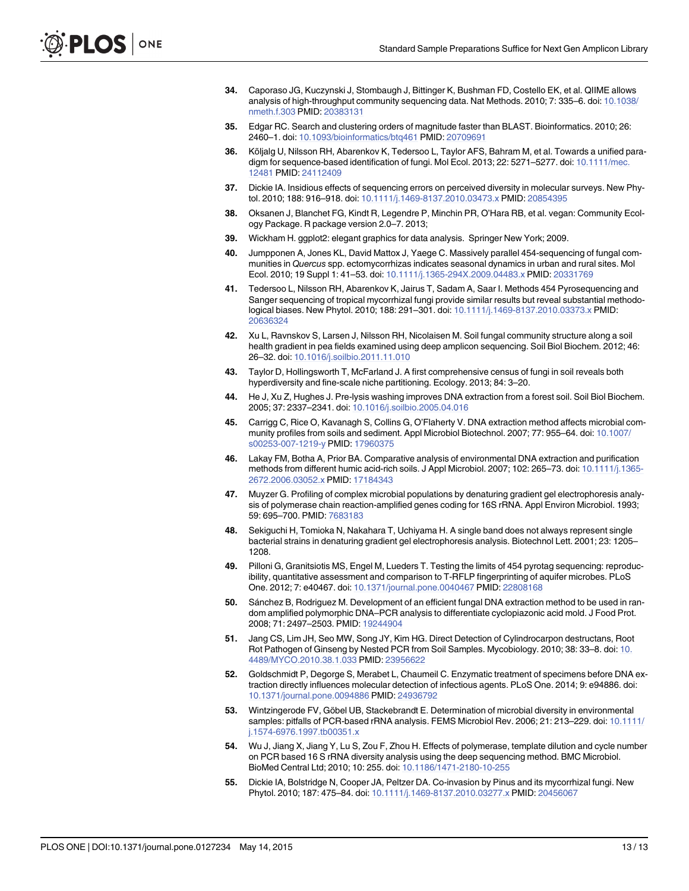34. Caporaso JG, Kuczynski J, Stombaugh J, Bittinger K, Bushman FD, Costello EK, et al. QIIME allows analysis of high-throughput community sequencing data. Nat Methods. 2010; 7: 335–6. doi: 10.1038/nmeth.f.303 PMID: 20383131

35. Edgar RC. Search and clustering orders of magnitude faster than BLAST. Bioinformatics. 2010; 26: 2460–1. doi: 10.1093/bioinformatics/btq461 PMID: 20709691

36. Kõljalg U, Nilsson RH, Abarenkov K, Tedersoo L, Taylor AFS, Bahram M, et al. Towards a unified paradigm for sequence-based identification of fungi. Mol Ecol. 2013; 22: 5271–5277. doi: 10.1111/mec.12481 PMID: 24112409

37. Dickie IA. Insidious effects of sequencing errors on perceived diversity in molecular surveys. New Phytol. 2010; 188: 916–918. doi: 10.1111/j.1469-8137.2010.03473.x PMID: 20854395

38. Oksanen J, Blanchet FG, Kindt R, Legendre P, Minchin PR, O'Hara RB, et al. vegan: Community Ecology Package. R package version 2.0–7. 2013;

39. Wickham H. ggplot2: elegant graphics for data analysis. Springer New York; 2009.

40. Jumpponen A, Jones KL, David Mattox J, Yaege C. Massively parallel 454-sequencing of fungal communities in *Quercus* spp. ectomycorrhizas indicates seasonal dynamics in urban and rural sites. Mol Ecol. 2010; 19 Suppl 1: 41–53. doi: 10.1111/j.1365-294X.2009.04483.x PMID: 20331769

41. Tedersoo L, Nilsson RH, Abarenkov K, Jairus T, Sadam A, Saar I. Methods 454 Pyrosequencing and Sanger sequencing of tropical mycorrhizal fungi provide similar results but reveal substantial methodological biases. New Phytol. 2010; 188: 291–301. doi: 10.1111/j.1469-8137.2010.03373.x PMID: 20636324

42. Xu L, Ravnskov S, Larsen J, Nilsson RH, Nicolaisen M. Soil fungal community structure along a soil health gradient in pea fields examined using deep amplicon sequencing. Soil Biol Biochem. 2012; 46: 26–32. doi: 10.1016/j.soilbio.2011.11.010

43. Taylor D, Hollingsworth T, McFarland J. A first comprehensive census of fungi in soil reveals both hyperdiversity and fine-scale niche partitioning. Ecology. 2013; 84: 3–20.

44. He J, Xu Z, Hughes J. Pre-lysis washing improves DNA extraction from a forest soil. Soil Biol Biochem. 2005; 37: 2337–2341. doi: 10.1016/j.soilbio.2005.04.016

45. Carrigg C, Rice O, Kavanagh S, Collins G, O'Flaherty V. DNA extraction method affects microbial community profiles from soils and sediment. Appl Microbiol Biotechnol. 2007; 77: 955–64. doi: 10.1007/s00253-007-1219-y PMID: 17960375

46. Lakay FM, Botha A, Prior BA. Comparative analysis of environmental DNA extraction and purification methods from different humic acid-rich soils. J Appl Microbiol. 2007; 102: 265–73. doi: 10.1111/j.1365-2672.2006.03052.x PMID: 17184343

47. Muyzer G. Profiling of complex microbial populations by denaturing gradient gel electrophoresis analysis of polymerase chain reaction-amplified genes coding for 16S rRNA. Appl Environ Microbiol. 1993; 59: 695–700. PMID: 7683183

48. Sekiguchi H, Tomioka N, Nakahara T, Uchiyama H. A single band does not always represent single bacterial strains in denaturing gradient gel electrophoresis analysis. Biotechnol Lett. 2001; 23: 1205–1208.

49. Pilloni G, Granitsiotis MS, Engel M, Lueders T. Testing the limits of 454 pyrotag sequencing: reproducibility, quantitative assessment and comparison to T-RFLP fingerprinting of aquifer microbes. PLoS One. 2012; 7: e40467. doi: 10.1371/journal.pone.0040467 PMID: 22808168

50. Sánchez B, Rodriguez M. Development of an efficient fungal DNA extraction method to be used in random amplified polymorphic DNA–PCR analysis to differentiate cyclopiazonic acid mold. J Food Prot. 2008; 71: 2497–2503. PMID: 19244904

51. Jang CS, Lim JH, Seo MW, Song JY, Kim HG. Direct Detection of Cylindrocarpon destructans, Root Rot Pathogen of Ginseng by Nested PCR from Soil Samples. Mycobiology. 2010; 38: 33–8. doi: 10.4489/MYCO.2010.38.1.033 PMID: 23956622

52. Goldschmidt P, Degorge S, Merabet L, Chaumeil C. Enzymatic treatment of specimens before DNA extraction directly influences molecular detection of infectious agents. PLoS One. 2014; 9: e94886. doi: 10.1371/journal.pone.0094886 PMID: 24936792

53. Wintzingerode FV, Göbel UB, Stackebrandt E. Determination of microbial diversity in environmental samples: pitfalls of PCR-based rRNA analysis. FEMS Microbiol Rev. 2006; 21: 213–229. doi: 10.1111/j.1574-6976.1997.tb00351.x

54. Wu J, Jiang X, Jiang Y, Lu S, Zou F, Zhou H. Effects of polymerase, template dilution and cycle number on PCR based 16 S rRNA diversity analysis using the deep sequencing method. BMC Microbiol. BioMed Central Ltd; 2010; 10: 255. doi: 10.1186/1471-2180-10-255

55. Dickie IA, Bolstridge N, Cooper JA, Peltzer DA. Co-invasion by Pinus and its mycorrhizal fungi. New Phytol. 2010; 187: 475–84. doi: 10.1111/j.1469-8137.2010.03277.x PMID: 20456067